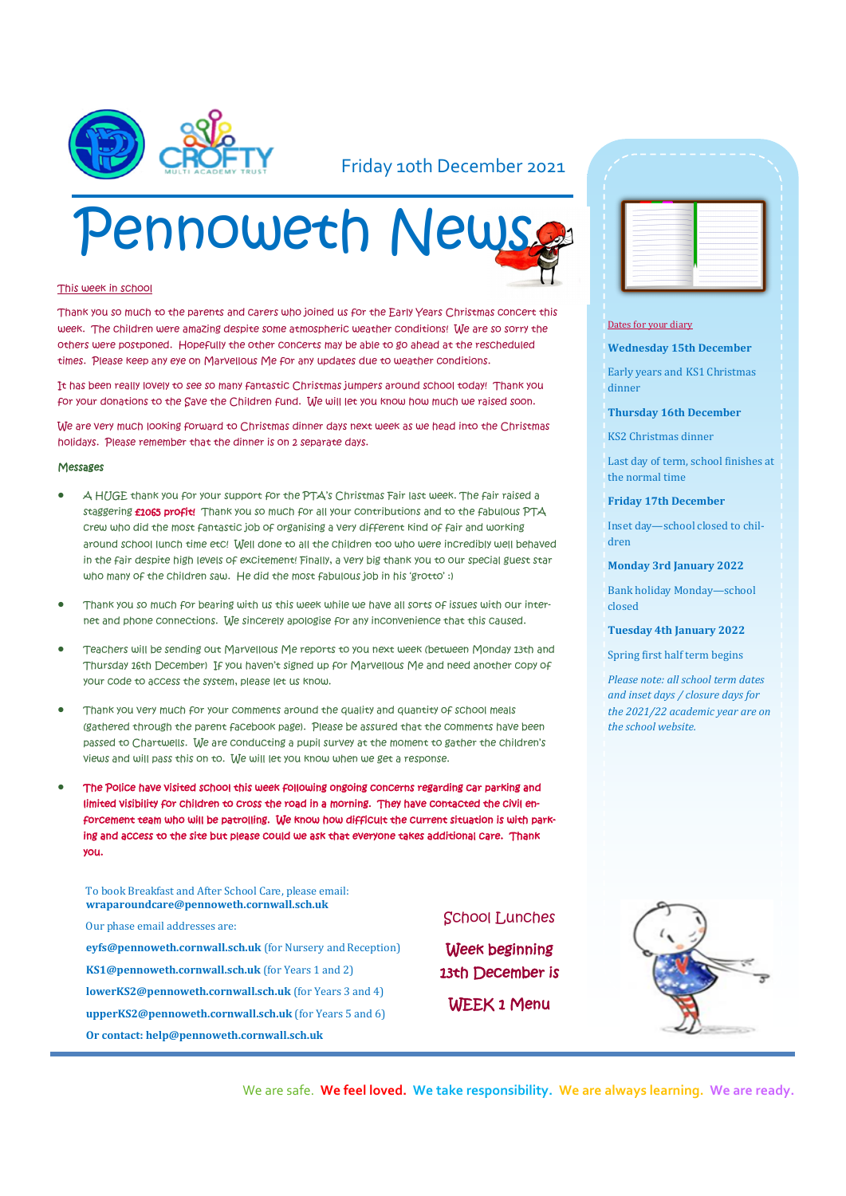Friday 10th December 2021

# Pennoweth News

## This week in school

Thank you so much to the parents and carers who joined us for the Early Years Christmas concert this week. The children were amazing despite some atmospheric weather conditions! We are so sorry the others were postponed. Hopefully the other concerts may be able to go ahead at the rescheduled times. Please keep any eye on Marvellous Me for any updates due to weather conditions.

It has been really lovely to see so many fantastic Christmas jumpers around school today! Thank you for your donations to the Save the Children fund. We will let you know how much we raised soon.

We are very much looking forward to Christmas dinner days next week as we head into the Christmas holidays. Please remember that the dinner is on 2 separate days.

## Messages

- A HUGE thank you for your support for the PTA's Christmas Fair last week. The fair raised a staggering **£1065 profit!** Thank you so much for all your contributions and to the fabulous PTA crew who did the most fantastic job of organising a very different kind of fair and working around school lunch time etc! Well done to all the children too who were incredibly well behaved in the fair despite high levels of excitement! Finally, a very big thank you to our special guest star who many of the children saw. He did the most fabulous job in his 'grotto' :)
- Thank you so much for bearing with us this week while we have all sorts of issues with our internet and phone connections. We sincerely apologise for any inconvenience that this caused.
- Teachers will be sending out Marvellous Me reports to you next week (between Monday 13th and Thursday 16th December) If you haven't signed up for Marvellous Me and need another copy of your code to access the system, please let us know.
- Thank you very much for your comments around the quality and quantity of school meals (gathered through the parent facebook page). Please be assured that the comments have been passed to Chartwells. We are conducting a pupil survey at the moment to gather the children's views and will pass this on to. We will let you know when we get a response.
- **The Police have visited school this week following ongoing concerns regarding car parking and limited visibility for children to cross the road in a morning. They have contacted the civil enforcement team who will be patrolling. We know how difficult the current situation is with parking and access to the site but please could we ask that everyone takes additional care. Thank you.**

To book Breakfast and After School Care, please email: **wraparoundcare@pennoweth.cornwall.sch.uk**

Our phase email addresses are:

**eyfs@pennoweth.cornwall.sch.uk** (for Nursery and Reception)

**KS1@pennoweth.cornwall.sch.uk** (for Years 1 and 2)

**lowerKS2@pennoweth.cornwall.sch.uk** (for Years 3 and 4)

**upperKS2@pennoweth.cornwall.sch.uk** (for Years 5 and 6)

**Or contact: help@pennoweth.cornwall.sch.uk**

## School Lunches

**Week beginning 13th December is**

**WEEK 1 Menu**

## Dates for your diary

**Wednesday 15th December**

Early years and KS1 Christmas dinner

**Thursday 16th December**

KS2 Christmas dinner

Last day of term, school finishes at the normal time

**Friday 17th December**

Inset day—school closed to children

**Monday 3rd January 2022**

Bank holiday Monday—school closed

**Tuesday 4th January 2022**

Spring first half term begins

*Please note: all school term dates and inset days / closure days for the 2021/22 academic year are on the school website.*

We are safe. **We feel loved. We take responsibility. We are always learning. We are ready.**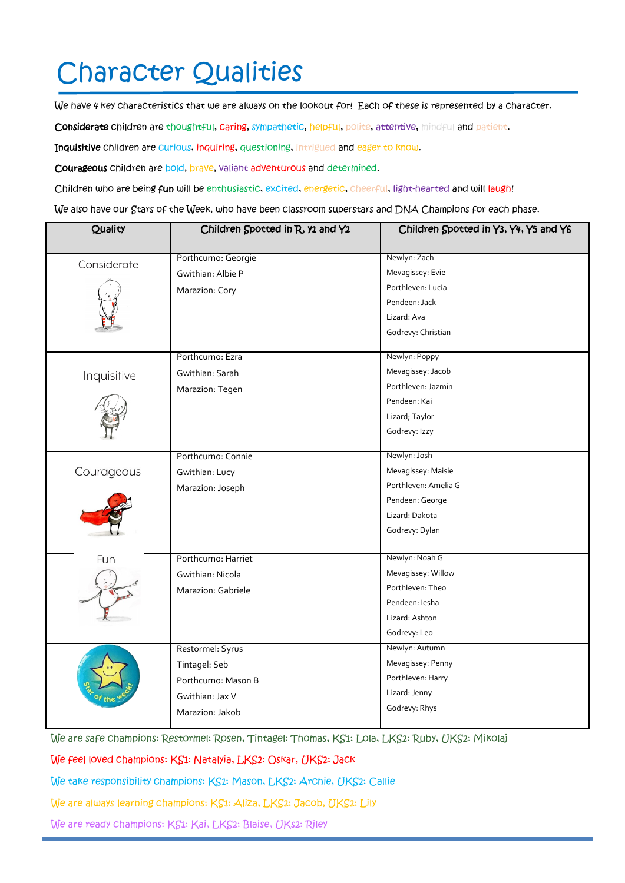# Character Qualities

We have 4 key characteristics that we are always on the lookout for! Each of these is represented by a character.

**Considerate** children are thoughtful, caring, sympathetic, helpful, polite, attentive, mindful and patient.

**Inquisitive** children are curious, inquiring, questioning, intrigued and eager to know.

**Courageous** children are bold, brave, valiant adventurous and determined.

Children who are being **fun** will be enthusiastic, excited, energetic, cheerful, light-hearted and will laugh!

We also have our Stars of the Week, who have been classroom superstars and DNA Champions for each phase.

| Quality | Children Spotted in R, Y1 and Y2 | Children Spotted in Y3, Y4, Y5 and Y6 |
|---|---|---|
| Considerate | Porthcurno: Georgie<br>Gwithian: Albie P<br>Marazion: Cory | Newlyn: Zach<br>Mevagissey: Evie<br>Porthleven: Lucia<br>Pendeen: Jack<br>Lizard: Ava<br>Godrevy: Christian |
| Inquisitive | Porthcurno: Ezra<br>Gwithian: Sarah<br>Marazion: Tegen | Newlyn: Poppy<br>Mevagissey: Jacob<br>Porthleven: Jazmin<br>Pendeen: Kai<br>Lizard; Taylor<br>Godrevy: Izzy |
| Courageous | Porthcurno: Connie<br>Gwithian: Lucy<br>Marazion: Joseph | Newlyn: Josh<br>Mevagissey: Maisie<br>Porthleven: Amelia G<br>Pendeen: George<br>Lizard: Dakota<br>Godrevy: Dylan |
| Fun | Porthcurno: Harriet<br>Gwithian: Nicola<br>Marazion: Gabriele | Newlyn: Noah G<br>Mevagissey: Willow<br>Porthleven: Theo<br>Pendeen: Iesha<br>Lizard: Ashton<br>Godrevy: Leo |
| Star of the week! | Restormel: Syrus<br>Tintagel: Seb<br>Porthcurno: Mason B<br>Gwithian: Jax V<br>Marazion: Jakob | Newlyn: Autumn<br>Mevagissey: Penny<br>Porthleven: Harry<br>Lizard: Jenny<br>Godrevy: Rhys |

We are safe champions: Restormel: Rosen, Tintagel: Thomas, KS1: Lola, LKS2: Ruby, UKS2: Mikolaj

We feel loved champions: KS1: Natalyia, LKS2: Oskar, UKS2: Jack

We take responsibility champions: KS1: Mason, LKS2: Archie, UKS2: Callie

We are always learning champions: KS1: Aliza, LKS2: Jacob, UKS2: Lily

We are ready champions: KS1: Kai, LKS2: Blaise, UKs2: Riley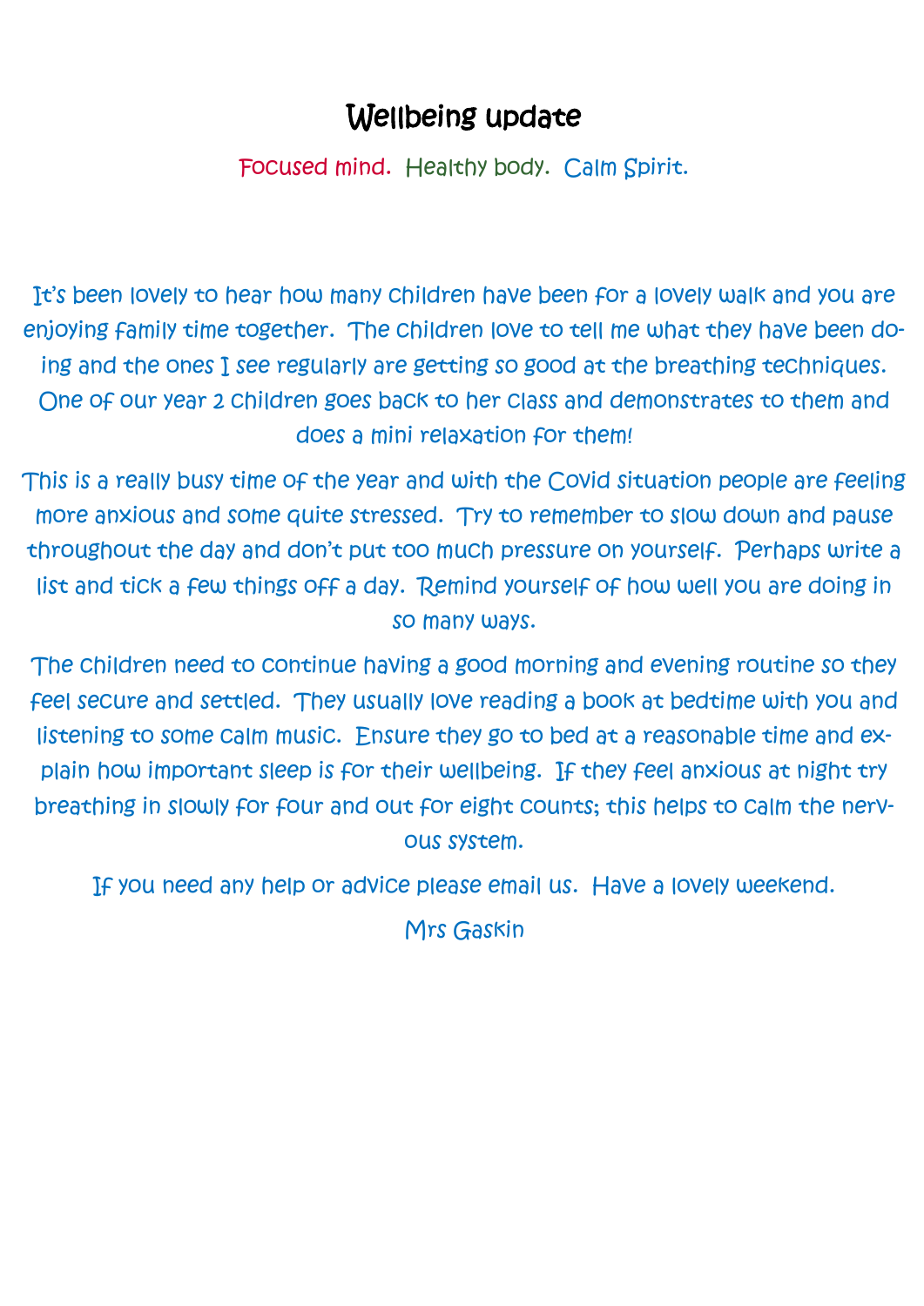# Wellbeing update

Focused mind. Healthy body. Calm Spirit.

It's been lovely to hear how many children have been for a lovely walk and you are enjoying family time together. The children love to tell me what they have been doing and the ones I see regularly are getting so good at the breathing techniques. One of our year 2 children goes back to her class and demonstrates to them and does a mini relaxation for them!

This is a really busy time of the year and with the Covid situation people are feeling more anxious and some quite stressed. Try to remember to slow down and pause throughout the day and don't put too much pressure on yourself. Perhaps write a list and tick a few things off a day. Remind yourself of how well you are doing in so many ways.

The children need to continue having a good morning and evening routine so they feel secure and settled. They usually love reading a book at bedtime with you and listening to some calm music. Ensure they go to bed at a reasonable time and explain how important sleep is for their wellbeing. If they feel anxious at night try breathing in slowly for four and out for eight counts; this helps to calm the nervous system.

If you need any help or advice please email us. Have a lovely weekend.

Mrs Gaskin